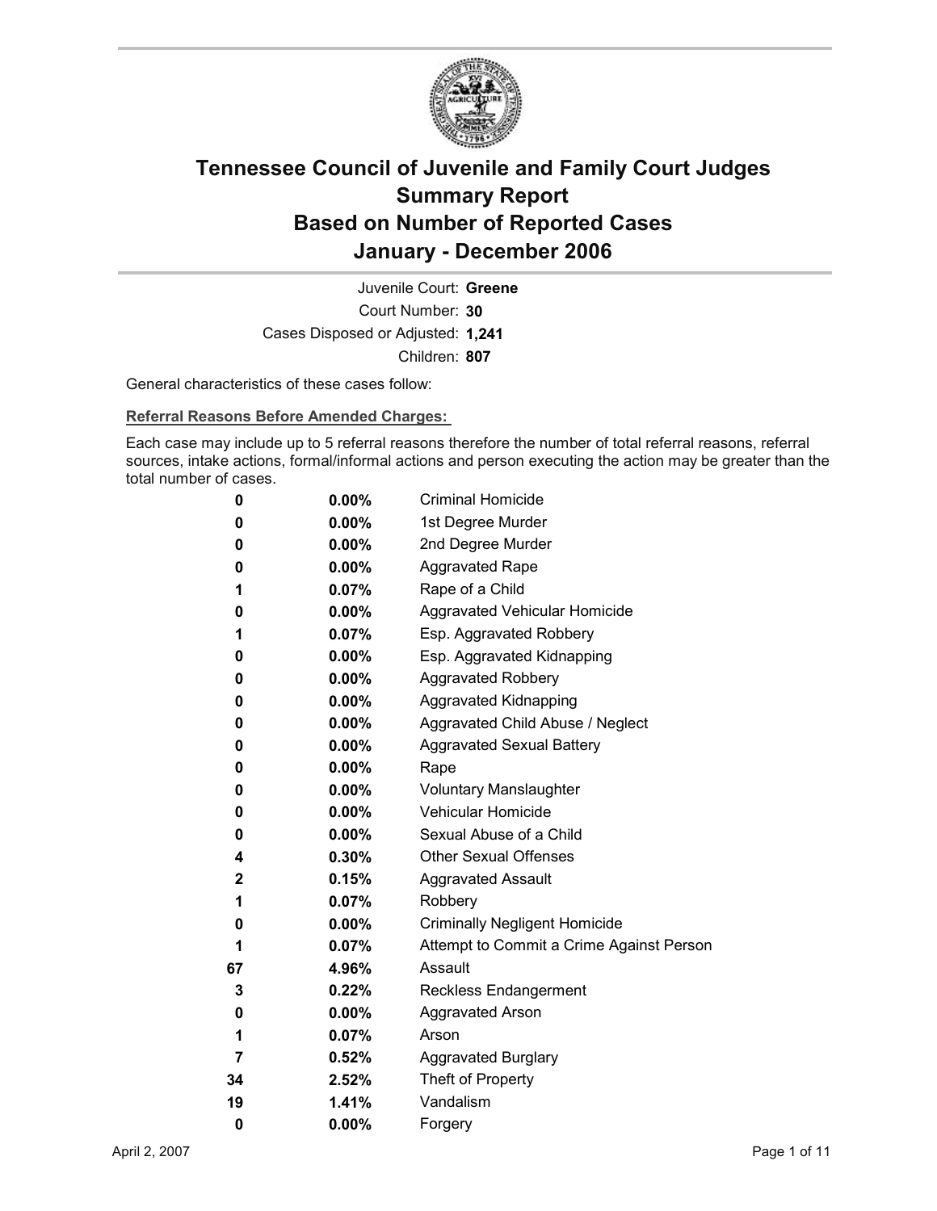# Tennessee Council of Juvenile and Family Court Judges
## Summary Report
## Based on Number of Reported Cases
## January - December 2006

Juvenile Court: **Greene**
Court Number: **30**
Cases Disposed or Adjusted: **1,241**
Children: **807**

General characteristics of these cases follow:

**Referral Reasons Before Amended Charges:**

Each case may include up to 5 referral reasons therefore the number of total referral reasons, referral sources, intake actions, formal/informal actions and person executing the action may be greater than the total number of cases.

| | | |
|---|---|---|
| 0 | 0.00% | Criminal Homicide |
| 0 | 0.00% | 1st Degree Murder |
| 0 | 0.00% | 2nd Degree Murder |
| 0 | 0.00% | Aggravated Rape |
| 1 | 0.07% | Rape of a Child |
| 0 | 0.00% | Aggravated Vehicular Homicide |
| 1 | 0.07% | Esp. Aggravated Robbery |
| 0 | 0.00% | Esp. Aggravated Kidnapping |
| 0 | 0.00% | Aggravated Robbery |
| 0 | 0.00% | Aggravated Kidnapping |
| 0 | 0.00% | Aggravated Child Abuse / Neglect |
| 0 | 0.00% | Aggravated Sexual Battery |
| 0 | 0.00% | Rape |
| 0 | 0.00% | Voluntary Manslaughter |
| 0 | 0.00% | Vehicular Homicide |
| 0 | 0.00% | Sexual Abuse of a Child |
| 4 | 0.30% | Other Sexual Offenses |
| 2 | 0.15% | Aggravated Assault |
| 1 | 0.07% | Robbery |
| 0 | 0.00% | Criminally Negligent Homicide |
| 1 | 0.07% | Attempt to Commit a Crime Against Person |
| 67 | 4.96% | Assault |
| 3 | 0.22% | Reckless Endangerment |
| 0 | 0.00% | Aggravated Arson |
| 1 | 0.07% | Arson |
| 7 | 0.52% | Aggravated Burglary |
| 34 | 2.52% | Theft of Property |
| 19 | 1.41% | Vandalism |
| 0 | 0.00% | Forgery |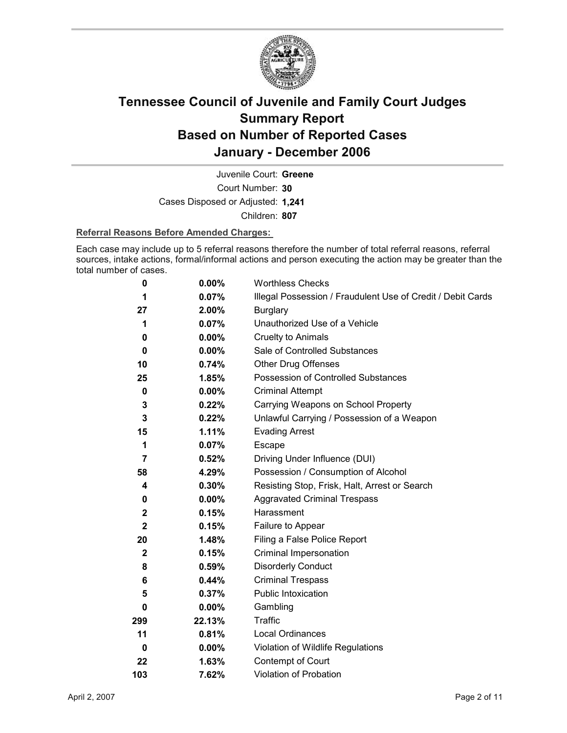# Tennessee Council of Juvenile and Family Court Judges
# Summary Report
# Based on Number of Reported Cases
# January - December 2006

Juvenile Court: **Greene**

Court Number: **30**

Cases Disposed or Adjusted: **1,241**

Children: **807**

**Referral Reasons Before Amended Charges:**

Each case may include up to 5 referral reasons therefore the number of total referral reasons, referral sources, intake actions, formal/informal actions and person executing the action may be greater than the total number of cases.

| Count | Percent | Referral Reason |
|---|---|---|
| 0 | 0.00% | Worthless Checks |
| 1 | 0.07% | Illegal Possession / Fraudulent Use of Credit / Debit Cards |
| 27 | 2.00% | Burglary |
| 1 | 0.07% | Unauthorized Use of a Vehicle |
| 0 | 0.00% | Cruelty to Animals |
| 0 | 0.00% | Sale of Controlled Substances |
| 10 | 0.74% | Other Drug Offenses |
| 25 | 1.85% | Possession of Controlled Substances |
| 0 | 0.00% | Criminal Attempt |
| 3 | 0.22% | Carrying Weapons on School Property |
| 3 | 0.22% | Unlawful Carrying / Possession of a Weapon |
| 15 | 1.11% | Evading Arrest |
| 1 | 0.07% | Escape |
| 7 | 0.52% | Driving Under Influence (DUI) |
| 58 | 4.29% | Possession / Consumption of Alcohol |
| 4 | 0.30% | Resisting Stop, Frisk, Halt, Arrest or Search |
| 0 | 0.00% | Aggravated Criminal Trespass |
| 2 | 0.15% | Harassment |
| 2 | 0.15% | Failure to Appear |
| 20 | 1.48% | Filing a False Police Report |
| 2 | 0.15% | Criminal Impersonation |
| 8 | 0.59% | Disorderly Conduct |
| 6 | 0.44% | Criminal Trespass |
| 5 | 0.37% | Public Intoxication |
| 0 | 0.00% | Gambling |
| 299 | 22.13% | Traffic |
| 11 | 0.81% | Local Ordinances |
| 0 | 0.00% | Violation of Wildlife Regulations |
| 22 | 1.63% | Contempt of Court |
| 103 | 7.62% | Violation of Probation |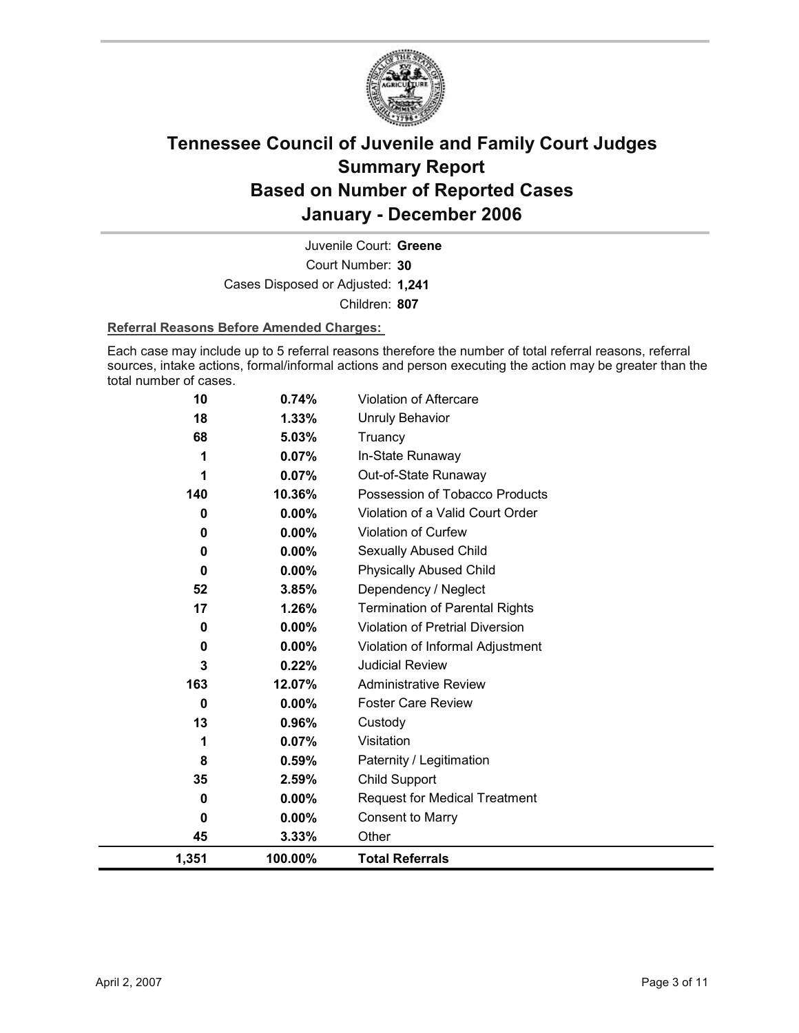# Tennessee Council of Juvenile and Family Court Judges Summary Report Based on Number of Reported Cases January - December 2006

Juvenile Court: **Greene**

Court Number: **30**

Cases Disposed or Adjusted: **1,241**

Children: **807**

**Referral Reasons Before Amended Charges:**

Each case may include up to 5 referral reasons therefore the number of total referral reasons, referral sources, intake actions, formal/informal actions and person executing the action may be greater than the total number of cases.

| | | |
|---|---|---|
| 10 | 0.74% | Violation of Aftercare |
| 18 | 1.33% | Unruly Behavior |
| 68 | 5.03% | Truancy |
| 1 | 0.07% | In-State Runaway |
| 1 | 0.07% | Out-of-State Runaway |
| 140 | 10.36% | Possession of Tobacco Products |
| 0 | 0.00% | Violation of a Valid Court Order |
| 0 | 0.00% | Violation of Curfew |
| 0 | 0.00% | Sexually Abused Child |
| 0 | 0.00% | Physically Abused Child |
| 52 | 3.85% | Dependency / Neglect |
| 17 | 1.26% | Termination of Parental Rights |
| 0 | 0.00% | Violation of Pretrial Diversion |
| 0 | 0.00% | Violation of Informal Adjustment |
| 3 | 0.22% | Judicial Review |
| 163 | 12.07% | Administrative Review |
| 0 | 0.00% | Foster Care Review |
| 13 | 0.96% | Custody |
| 1 | 0.07% | Visitation |
| 8 | 0.59% | Paternity / Legitimation |
| 35 | 2.59% | Child Support |
| 0 | 0.00% | Request for Medical Treatment |
| 0 | 0.00% | Consent to Marry |
| 45 | 3.33% | Other |
| **1,351** | **100.00%** | **Total Referrals** |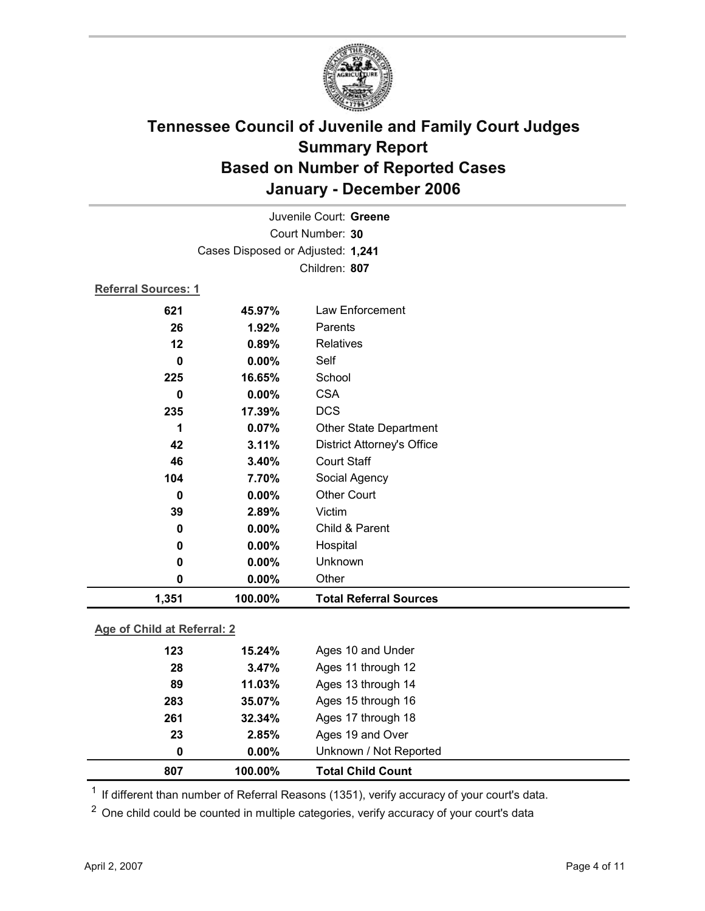# Tennessee Council of Juvenile and Family Court Judges Summary Report Based on Number of Reported Cases January - December 2006

Juvenile Court: **Greene**
Court Number: **30**
Cases Disposed or Adjusted: **1,241**
Children: **807**

**Referral Sources: 1**

| Count | Percent | Source |
|---|---|---|
| 621 | 45.97% | Law Enforcement |
| 26 | 1.92% | Parents |
| 12 | 0.89% | Relatives |
| 0 | 0.00% | Self |
| 225 | 16.65% | School |
| 0 | 0.00% | CSA |
| 235 | 17.39% | DCS |
| 1 | 0.07% | Other State Department |
| 42 | 3.11% | District Attorney's Office |
| 46 | 3.40% | Court Staff |
| 104 | 7.70% | Social Agency |
| 0 | 0.00% | Other Court |
| 39 | 2.89% | Victim |
| 0 | 0.00% | Child & Parent |
| 0 | 0.00% | Hospital |
| 0 | 0.00% | Unknown |
| 0 | 0.00% | Other |
| **1,351** | **100.00%** | **Total Referral Sources** |

**Age of Child at Referral: 2**

| Count | Percent | Age |
|---|---|---|
| 123 | 15.24% | Ages 10 and Under |
| 28 | 3.47% | Ages 11 through 12 |
| 89 | 11.03% | Ages 13 through 14 |
| 283 | 35.07% | Ages 15 through 16 |
| 261 | 32.34% | Ages 17 through 18 |
| 23 | 2.85% | Ages 19 and Over |
| 0 | 0.00% | Unknown / Not Reported |
| **807** | **100.00%** | **Total Child Count** |

[1] If different than number of Referral Reasons (1351), verify accuracy of your court's data.

[2] One child could be counted in multiple categories, verify accuracy of your court's data

April 2, 2007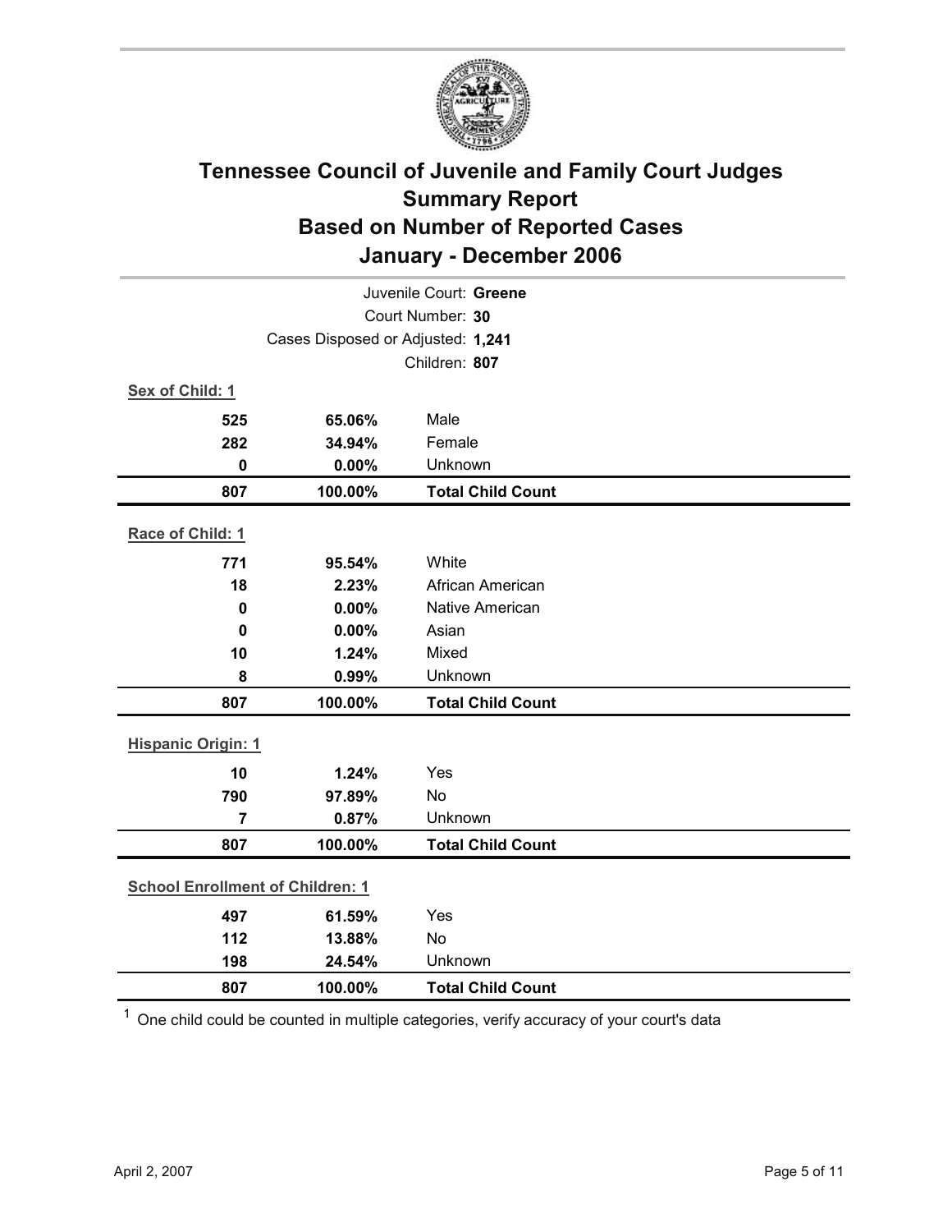# Tennessee Council of Juvenile and Family Court Judges
## Summary Report
## Based on Number of Reported Cases
## January - December 2006

Juvenile Court: **Greene**

Court Number: **30**

Cases Disposed or Adjusted: **1,241**

Children: **807**

**Sex of Child: 1**

| | | |
|---|---|---|
| 525 | 65.06% | Male |
| 282 | 34.94% | Female |
| 0 | 0.00% | Unknown |
| **807** | **100.00%** | **Total Child Count** |

**Race of Child: 1**

| | | |
|---|---|---|
| 771 | 95.54% | White |
| 18 | 2.23% | African American |
| 0 | 0.00% | Native American |
| 0 | 0.00% | Asian |
| 10 | 1.24% | Mixed |
| 8 | 0.99% | Unknown |
| **807** | **100.00%** | **Total Child Count** |

**Hispanic Origin: 1**

| | | |
|---|---|---|
| 10 | 1.24% | Yes |
| 790 | 97.89% | No |
| 7 | 0.87% | Unknown |
| **807** | **100.00%** | **Total Child Count** |

**School Enrollment of Children: 1**

| | | |
|---|---|---|
| 497 | 61.59% | Yes |
| 112 | 13.88% | No |
| 198 | 24.54% | Unknown |
| **807** | **100.00%** | **Total Child Count** |

[1] One child could be counted in multiple categories, verify accuracy of your court's data

April 2, 2007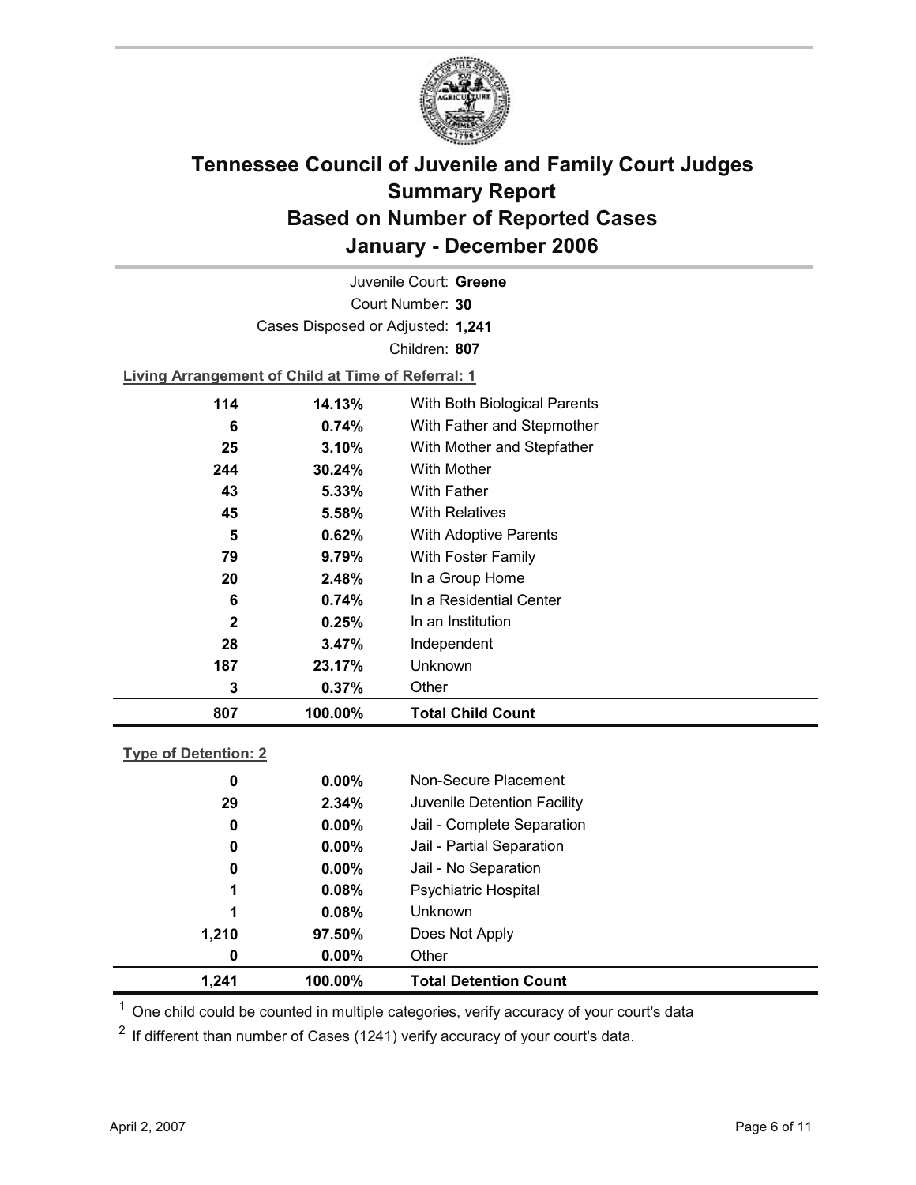# Tennessee Council of Juvenile and Family Court Judges
# Summary Report
# Based on Number of Reported Cases
# January - December 2006

Juvenile Court: **Greene**

Court Number: **30**

Cases Disposed or Adjusted: **1,241**

Children: **807**

**Living Arrangement of Child at Time of Referral: 1**

| Count | Percent | Living Arrangement |
|---|---|---|
| 114 | 14.13% | With Both Biological Parents |
| 6 | 0.74% | With Father and Stepmother |
| 25 | 3.10% | With Mother and Stepfather |
| 244 | 30.24% | With Mother |
| 43 | 5.33% | With Father |
| 45 | 5.58% | With Relatives |
| 5 | 0.62% | With Adoptive Parents |
| 79 | 9.79% | With Foster Family |
| 20 | 2.48% | In a Group Home |
| 6 | 0.74% | In a Residential Center |
| 2 | 0.25% | In an Institution |
| 28 | 3.47% | Independent |
| 187 | 23.17% | Unknown |
| 3 | 0.37% | Other |
| **807** | **100.00%** | **Total Child Count** |

**Type of Detention: 2**

| Count | Percent | Type of Detention |
|---|---|---|
| 0 | 0.00% | Non-Secure Placement |
| 29 | 2.34% | Juvenile Detention Facility |
| 0 | 0.00% | Jail - Complete Separation |
| 0 | 0.00% | Jail - Partial Separation |
| 0 | 0.00% | Jail - No Separation |
| 1 | 0.08% | Psychiatric Hospital |
| 1 | 0.08% | Unknown |
| 1,210 | 97.50% | Does Not Apply |
| 0 | 0.00% | Other |
| **1,241** | **100.00%** | **Total Detention Count** |

[1] One child could be counted in multiple categories, verify accuracy of your court's data

[2] If different than number of Cases (1241) verify accuracy of your court's data.

April 2, 2007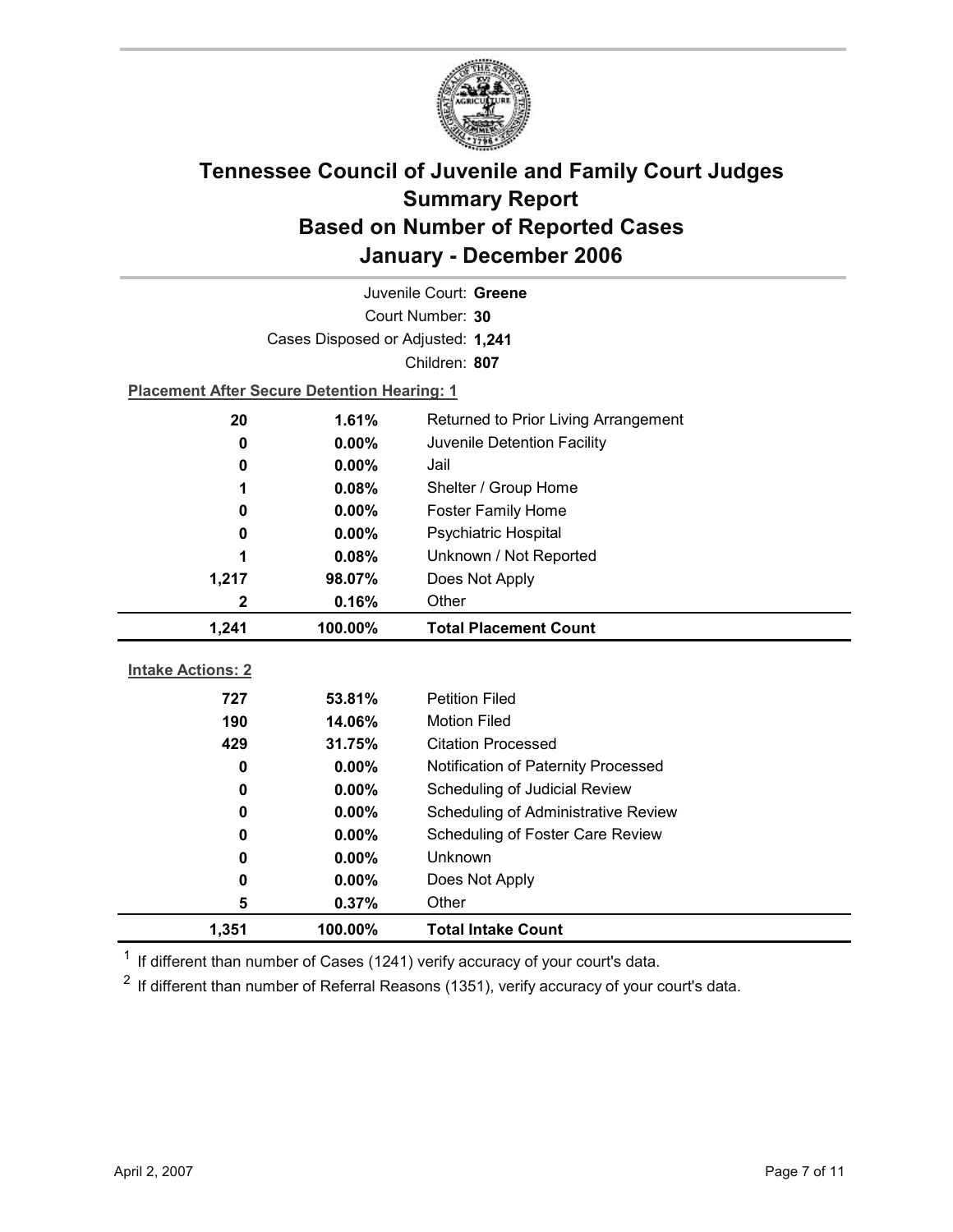# Tennessee Council of Juvenile and Family Court Judges
# Summary Report
# Based on Number of Reported Cases
# January - December 2006

Juvenile Court: **Greene**

Court Number: **30**

Cases Disposed or Adjusted: **1,241**

Children: **807**

**Placement After Secure Detention Hearing: 1**

| | | |
|---|---|---|
| 20 | 1.61% | Returned to Prior Living Arrangement |
| 0 | 0.00% | Juvenile Detention Facility |
| 0 | 0.00% | Jail |
| 1 | 0.08% | Shelter / Group Home |
| 0 | 0.00% | Foster Family Home |
| 0 | 0.00% | Psychiatric Hospital |
| 1 | 0.08% | Unknown / Not Reported |
| 1,217 | 98.07% | Does Not Apply |
| 2 | 0.16% | Other |
| **1,241** | **100.00%** | **Total Placement Count** |

**Intake Actions: 2**

| | | |
|---|---|---|
| 727 | 53.81% | Petition Filed |
| 190 | 14.06% | Motion Filed |
| 429 | 31.75% | Citation Processed |
| 0 | 0.00% | Notification of Paternity Processed |
| 0 | 0.00% | Scheduling of Judicial Review |
| 0 | 0.00% | Scheduling of Administrative Review |
| 0 | 0.00% | Scheduling of Foster Care Review |
| 0 | 0.00% | Unknown |
| 0 | 0.00% | Does Not Apply |
| 5 | 0.37% | Other |
| **1,351** | **100.00%** | **Total Intake Count** |

[1] If different than number of Cases (1241) verify accuracy of your court's data.

[2] If different than number of Referral Reasons (1351), verify accuracy of your court's data.

April 2, 2007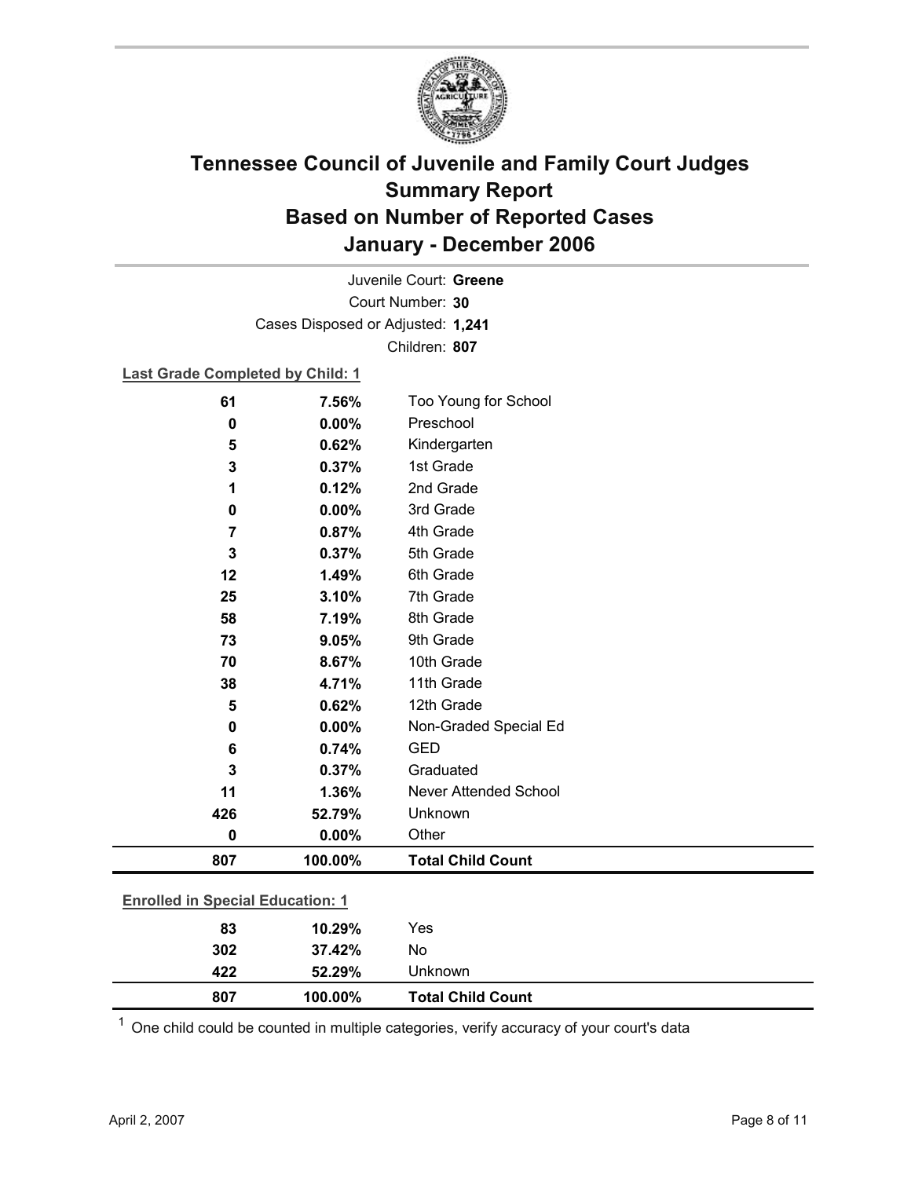# Tennessee Council of Juvenile and Family Court Judges
## Summary Report
## Based on Number of Reported Cases
## January - December 2006

Juvenile Court: **Greene**
Court Number: **30**
Cases Disposed or Adjusted: **1,241**
Children: **807**

**Last Grade Completed by Child: 1**

| Count | Percent | Category |
|---|---|---|
| 61 | 7.56% | Too Young for School |
| 0 | 0.00% | Preschool |
| 5 | 0.62% | Kindergarten |
| 3 | 0.37% | 1st Grade |
| 1 | 0.12% | 2nd Grade |
| 0 | 0.00% | 3rd Grade |
| 7 | 0.87% | 4th Grade |
| 3 | 0.37% | 5th Grade |
| 12 | 1.49% | 6th Grade |
| 25 | 3.10% | 7th Grade |
| 58 | 7.19% | 8th Grade |
| 73 | 9.05% | 9th Grade |
| 70 | 8.67% | 10th Grade |
| 38 | 4.71% | 11th Grade |
| 5 | 0.62% | 12th Grade |
| 0 | 0.00% | Non-Graded Special Ed |
| 6 | 0.74% | GED |
| 3 | 0.37% | Graduated |
| 11 | 1.36% | Never Attended School |
| 426 | 52.79% | Unknown |
| 0 | 0.00% | Other |
| **807** | **100.00%** | **Total Child Count** |

**Enrolled in Special Education: 1**

| Count | Percent | Category |
|---|---|---|
| 83 | 10.29% | Yes |
| 302 | 37.42% | No |
| 422 | 52.29% | Unknown |
| **807** | **100.00%** | **Total Child Count** |

[1] One child could be counted in multiple categories, verify accuracy of your court's data

April 2, 2007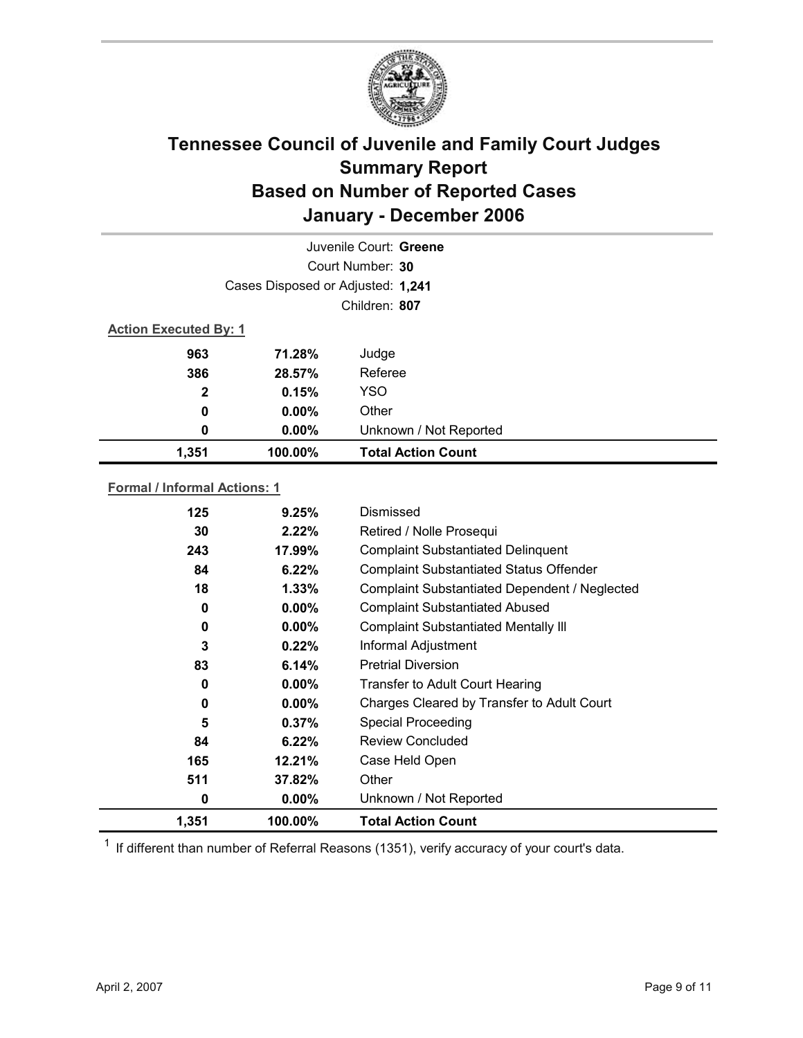# Tennessee Council of Juvenile and Family Court Judges Summary Report Based on Number of Reported Cases January - December 2006

Juvenile Court: **Greene**

Court Number: **30**

Cases Disposed or Adjusted: **1,241**

Children: **807**

**Action Executed By: 1**

| | | |
|---|---|---|
| **963** | **71.28%** | Judge |
| **386** | **28.57%** | Referee |
| **2** | **0.15%** | YSO |
| **0** | **0.00%** | Other |
| **0** | **0.00%** | Unknown / Not Reported |
| **1,351** | **100.00%** | **Total Action Count** |

**Formal / Informal Actions: 1**

| | | |
|---|---|---|
| **125** | **9.25%** | Dismissed |
| **30** | **2.22%** | Retired / Nolle Prosequi |
| **243** | **17.99%** | Complaint Substantiated Delinquent |
| **84** | **6.22%** | Complaint Substantiated Status Offender |
| **18** | **1.33%** | Complaint Substantiated Dependent / Neglected |
| **0** | **0.00%** | Complaint Substantiated Abused |
| **0** | **0.00%** | Complaint Substantiated Mentally Ill |
| **3** | **0.22%** | Informal Adjustment |
| **83** | **6.14%** | Pretrial Diversion |
| **0** | **0.00%** | Transfer to Adult Court Hearing |
| **0** | **0.00%** | Charges Cleared by Transfer to Adult Court |
| **5** | **0.37%** | Special Proceeding |
| **84** | **6.22%** | Review Concluded |
| **165** | **12.21%** | Case Held Open |
| **511** | **37.82%** | Other |
| **0** | **0.00%** | Unknown / Not Reported |
| **1,351** | **100.00%** | **Total Action Count** |

[1] If different than number of Referral Reasons (1351), verify accuracy of your court's data.

April 2, 2007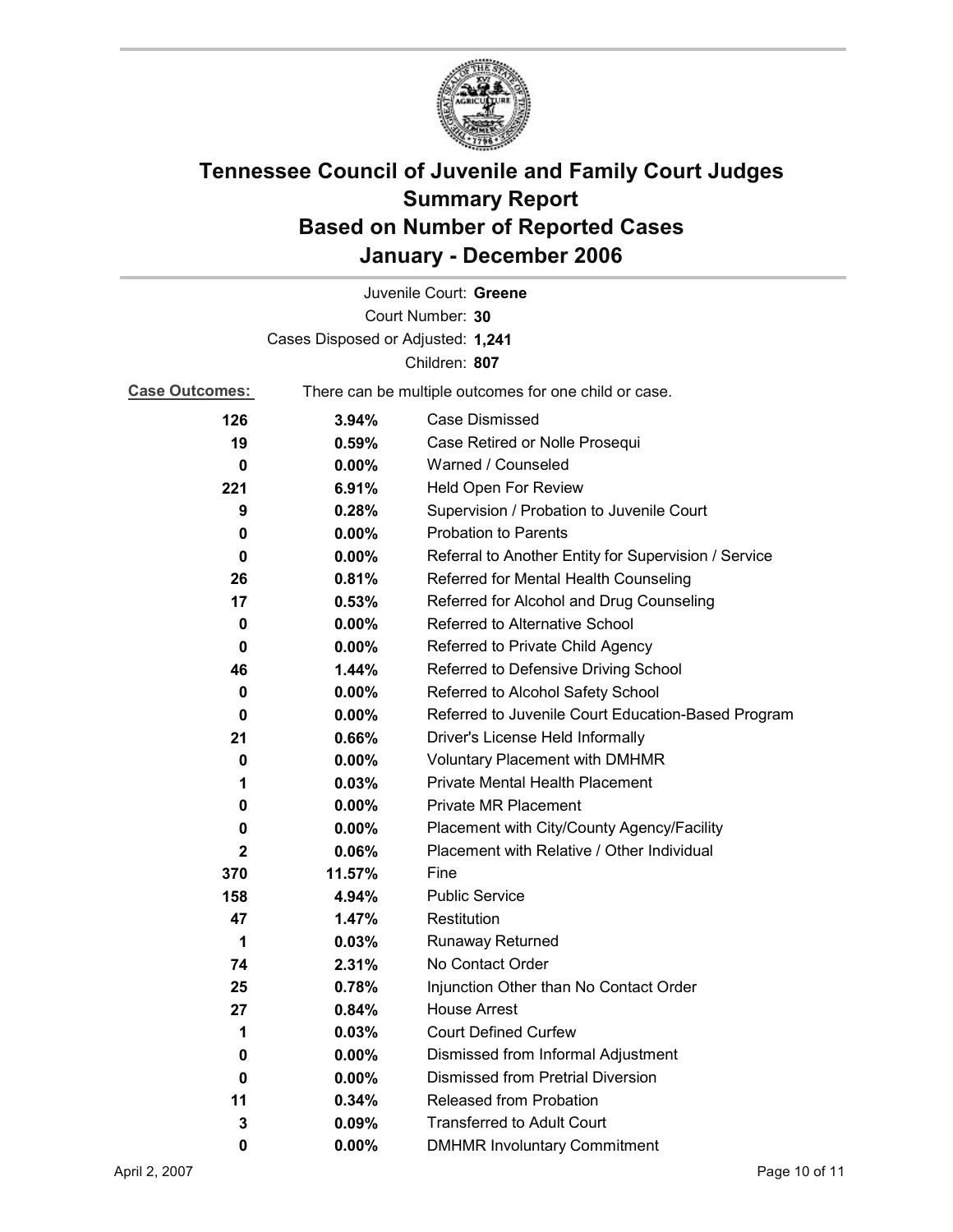# Tennessee Council of Juvenile and Family Court Judges Summary Report Based on Number of Reported Cases January - December 2006

Juvenile Court: **Greene**

Court Number: **30**

Cases Disposed or Adjusted: **1,241**

Children: **807**

**Case Outcomes:** There can be multiple outcomes for one child or case.

| Count | Percent | Outcome |
|---|---|---|
| 126 | 3.94% | Case Dismissed |
| 19 | 0.59% | Case Retired or Nolle Prosequi |
| 0 | 0.00% | Warned / Counseled |
| 221 | 6.91% | Held Open For Review |
| 9 | 0.28% | Supervision / Probation to Juvenile Court |
| 0 | 0.00% | Probation to Parents |
| 0 | 0.00% | Referral to Another Entity for Supervision / Service |
| 26 | 0.81% | Referred for Mental Health Counseling |
| 17 | 0.53% | Referred for Alcohol and Drug Counseling |
| 0 | 0.00% | Referred to Alternative School |
| 0 | 0.00% | Referred to Private Child Agency |
| 46 | 1.44% | Referred to Defensive Driving School |
| 0 | 0.00% | Referred to Alcohol Safety School |
| 0 | 0.00% | Referred to Juvenile Court Education-Based Program |
| 21 | 0.66% | Driver's License Held Informally |
| 0 | 0.00% | Voluntary Placement with DMHMR |
| 1 | 0.03% | Private Mental Health Placement |
| 0 | 0.00% | Private MR Placement |
| 0 | 0.00% | Placement with City/County Agency/Facility |
| 2 | 0.06% | Placement with Relative / Other Individual |
| 370 | 11.57% | Fine |
| 158 | 4.94% | Public Service |
| 47 | 1.47% | Restitution |
| 1 | 0.03% | Runaway Returned |
| 74 | 2.31% | No Contact Order |
| 25 | 0.78% | Injunction Other than No Contact Order |
| 27 | 0.84% | House Arrest |
| 1 | 0.03% | Court Defined Curfew |
| 0 | 0.00% | Dismissed from Informal Adjustment |
| 0 | 0.00% | Dismissed from Pretrial Diversion |
| 11 | 0.34% | Released from Probation |
| 3 | 0.09% | Transferred to Adult Court |
| 0 | 0.00% | DMHMR Involuntary Commitment |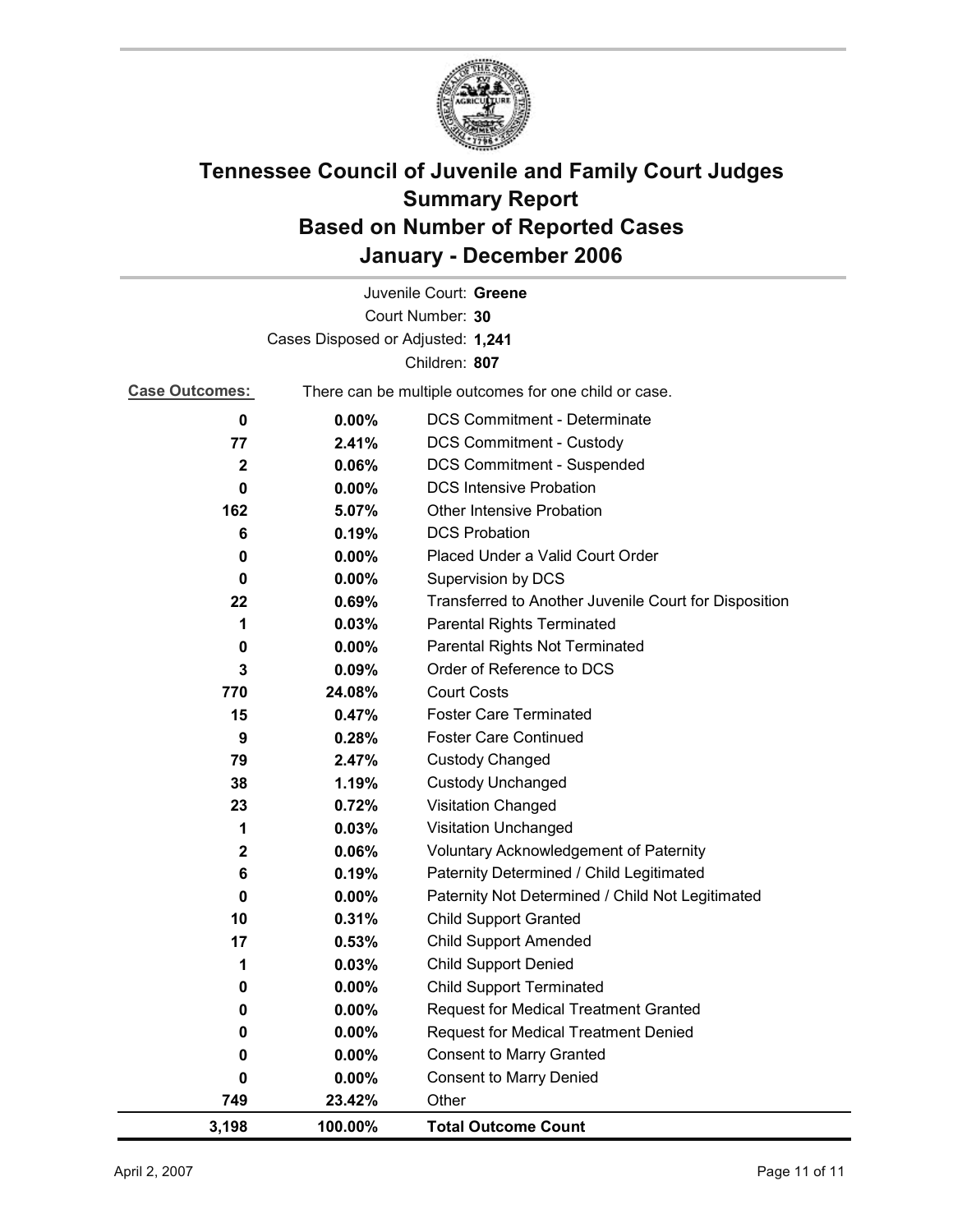# Tennessee Council of Juvenile and Family Court Judges
## Summary Report
## Based on Number of Reported Cases
## January - December 2006

Juvenile Court: **Greene**
Court Number: **30**
Cases Disposed or Adjusted: **1,241**
Children: **807**

**Case Outcomes:** There can be multiple outcomes for one child or case.

| | | |
|---|---|---|
| 0 | 0.00% | DCS Commitment - Determinate |
| 77 | 2.41% | DCS Commitment - Custody |
| 2 | 0.06% | DCS Commitment - Suspended |
| 0 | 0.00% | DCS Intensive Probation |
| 162 | 5.07% | Other Intensive Probation |
| 6 | 0.19% | DCS Probation |
| 0 | 0.00% | Placed Under a Valid Court Order |
| 0 | 0.00% | Supervision by DCS |
| 22 | 0.69% | Transferred to Another Juvenile Court for Disposition |
| 1 | 0.03% | Parental Rights Terminated |
| 0 | 0.00% | Parental Rights Not Terminated |
| 3 | 0.09% | Order of Reference to DCS |
| 770 | 24.08% | Court Costs |
| 15 | 0.47% | Foster Care Terminated |
| 9 | 0.28% | Foster Care Continued |
| 79 | 2.47% | Custody Changed |
| 38 | 1.19% | Custody Unchanged |
| 23 | 0.72% | Visitation Changed |
| 1 | 0.03% | Visitation Unchanged |
| 2 | 0.06% | Voluntary Acknowledgement of Paternity |
| 6 | 0.19% | Paternity Determined / Child Legitimated |
| 0 | 0.00% | Paternity Not Determined / Child Not Legitimated |
| 10 | 0.31% | Child Support Granted |
| 17 | 0.53% | Child Support Amended |
| 1 | 0.03% | Child Support Denied |
| 0 | 0.00% | Child Support Terminated |
| 0 | 0.00% | Request for Medical Treatment Granted |
| 0 | 0.00% | Request for Medical Treatment Denied |
| 0 | 0.00% | Consent to Marry Granted |
| 0 | 0.00% | Consent to Marry Denied |
| 749 | 23.42% | Other |
| **3,198** | **100.00%** | **Total Outcome Count** |

April 2, 2007